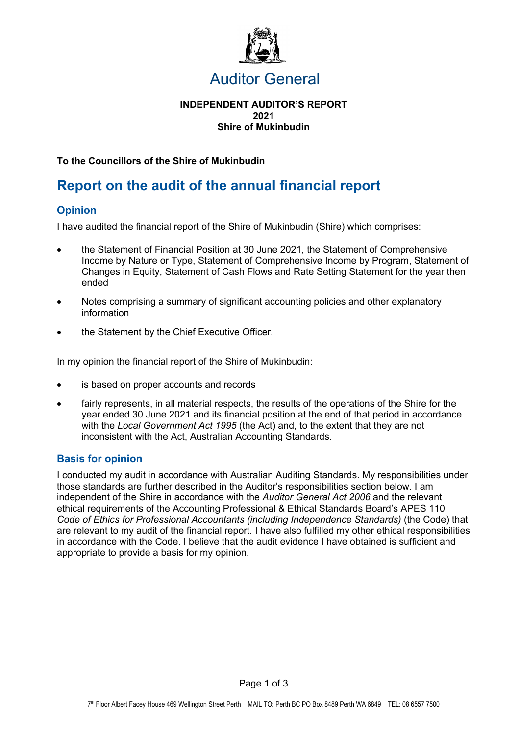# Auditor General

**INDEPENDENT AUDITOR'S REPORT**
**2021**
**Shire of Mukinbudin**

**To the Councillors of the Shire of Mukinbudin**

## Report on the audit of the annual financial report

### Opinion

I have audited the financial report of the Shire of Mukinbudin (Shire) which comprises:

- the Statement of Financial Position at 30 June 2021, the Statement of Comprehensive Income by Nature or Type, Statement of Comprehensive Income by Program, Statement of Changes in Equity, Statement of Cash Flows and Rate Setting Statement for the year then ended
- Notes comprising a summary of significant accounting policies and other explanatory information
- the Statement by the Chief Executive Officer.

In my opinion the financial report of the Shire of Mukinbudin:

- is based on proper accounts and records
- fairly represents, in all material respects, the results of the operations of the Shire for the year ended 30 June 2021 and its financial position at the end of that period in accordance with the *Local Government Act 1995* (the Act) and, to the extent that they are not inconsistent with the Act, Australian Accounting Standards.

### Basis for opinion

I conducted my audit in accordance with Australian Auditing Standards. My responsibilities under those standards are further described in the Auditor's responsibilities section below. I am independent of the Shire in accordance with the *Auditor General Act 2006* and the relevant ethical requirements of the Accounting Professional & Ethical Standards Board's APES 110 *Code of Ethics for Professional Accountants (including Independence Standards)* (the Code) that are relevant to my audit of the financial report. I have also fulfilled my other ethical responsibilities in accordance with the Code. I believe that the audit evidence I have obtained is sufficient and appropriate to provide a basis for my opinion.

7th Floor Albert Facey House 469 Wellington Street Perth MAIL TO: Perth BC PO Box 8489 Perth WA 6849 TEL: 08 6557 7500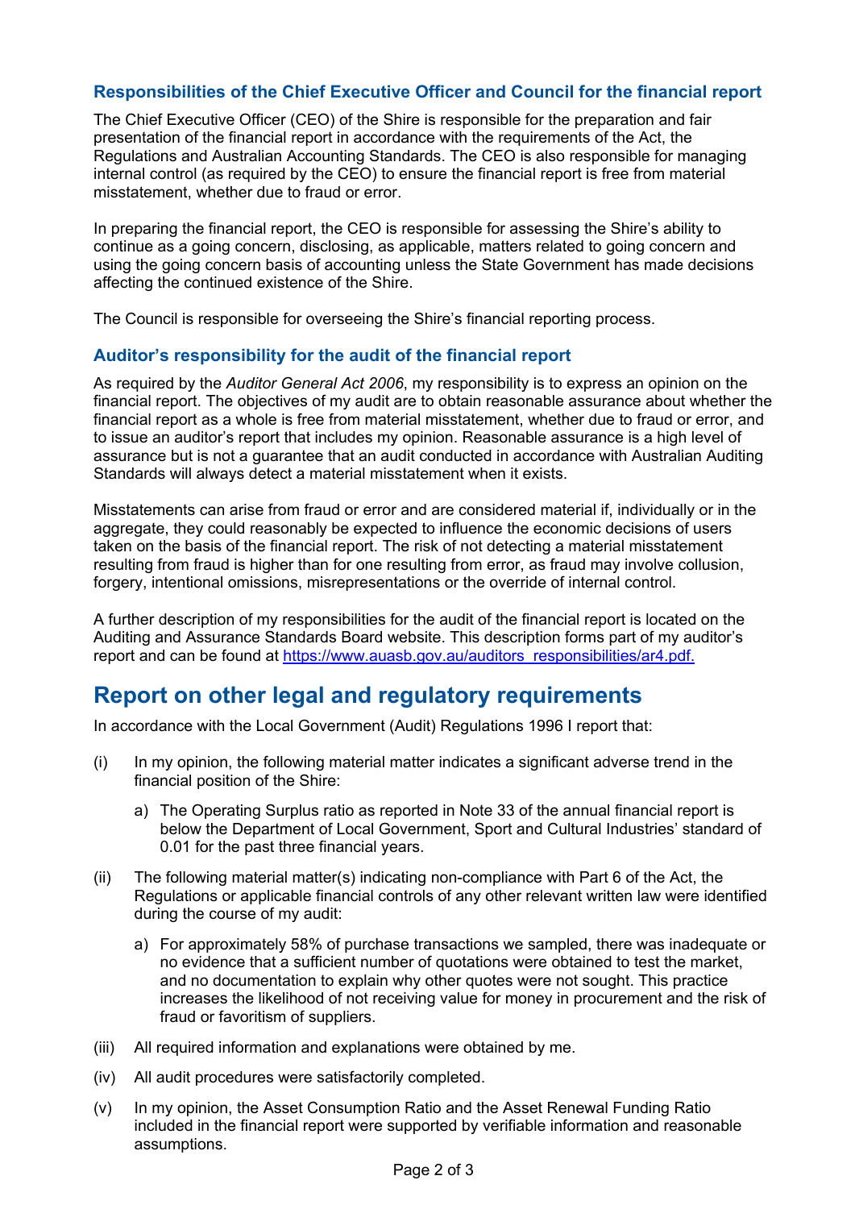### Responsibilities of the Chief Executive Officer and Council for the financial report

The Chief Executive Officer (CEO) of the Shire is responsible for the preparation and fair presentation of the financial report in accordance with the requirements of the Act, the Regulations and Australian Accounting Standards. The CEO is also responsible for managing internal control (as required by the CEO) to ensure the financial report is free from material misstatement, whether due to fraud or error.

In preparing the financial report, the CEO is responsible for assessing the Shire's ability to continue as a going concern, disclosing, as applicable, matters related to going concern and using the going concern basis of accounting unless the State Government has made decisions affecting the continued existence of the Shire.

The Council is responsible for overseeing the Shire's financial reporting process.

### Auditor's responsibility for the audit of the financial report

As required by the *Auditor General Act 2006*, my responsibility is to express an opinion on the financial report. The objectives of my audit are to obtain reasonable assurance about whether the financial report as a whole is free from material misstatement, whether due to fraud or error, and to issue an auditor's report that includes my opinion. Reasonable assurance is a high level of assurance but is not a guarantee that an audit conducted in accordance with Australian Auditing Standards will always detect a material misstatement when it exists.

Misstatements can arise from fraud or error and are considered material if, individually or in the aggregate, they could reasonably be expected to influence the economic decisions of users taken on the basis of the financial report. The risk of not detecting a material misstatement resulting from fraud is higher than for one resulting from error, as fraud may involve collusion, forgery, intentional omissions, misrepresentations or the override of internal control.

A further description of my responsibilities for the audit of the financial report is located on the Auditing and Assurance Standards Board website. This description forms part of my auditor's report and can be found at https://www.auasb.gov.au/auditors_responsibilities/ar4.pdf.

## Report on other legal and regulatory requirements

In accordance with the Local Government (Audit) Regulations 1996 I report that:

(i) In my opinion, the following material matter indicates a significant adverse trend in the financial position of the Shire:

  a) The Operating Surplus ratio as reported in Note 33 of the annual financial report is below the Department of Local Government, Sport and Cultural Industries' standard of 0.01 for the past three financial years.

(ii) The following material matter(s) indicating non-compliance with Part 6 of the Act, the Regulations or applicable financial controls of any other relevant written law were identified during the course of my audit:

  a) For approximately 58% of purchase transactions we sampled, there was inadequate or no evidence that a sufficient number of quotations were obtained to test the market, and no documentation to explain why other quotes were not sought. This practice increases the likelihood of not receiving value for money in procurement and the risk of fraud or favoritism of suppliers.

(iii) All required information and explanations were obtained by me.

(iv) All audit procedures were satisfactorily completed.

(v) In my opinion, the Asset Consumption Ratio and the Asset Renewal Funding Ratio included in the financial report were supported by verifiable information and reasonable assumptions.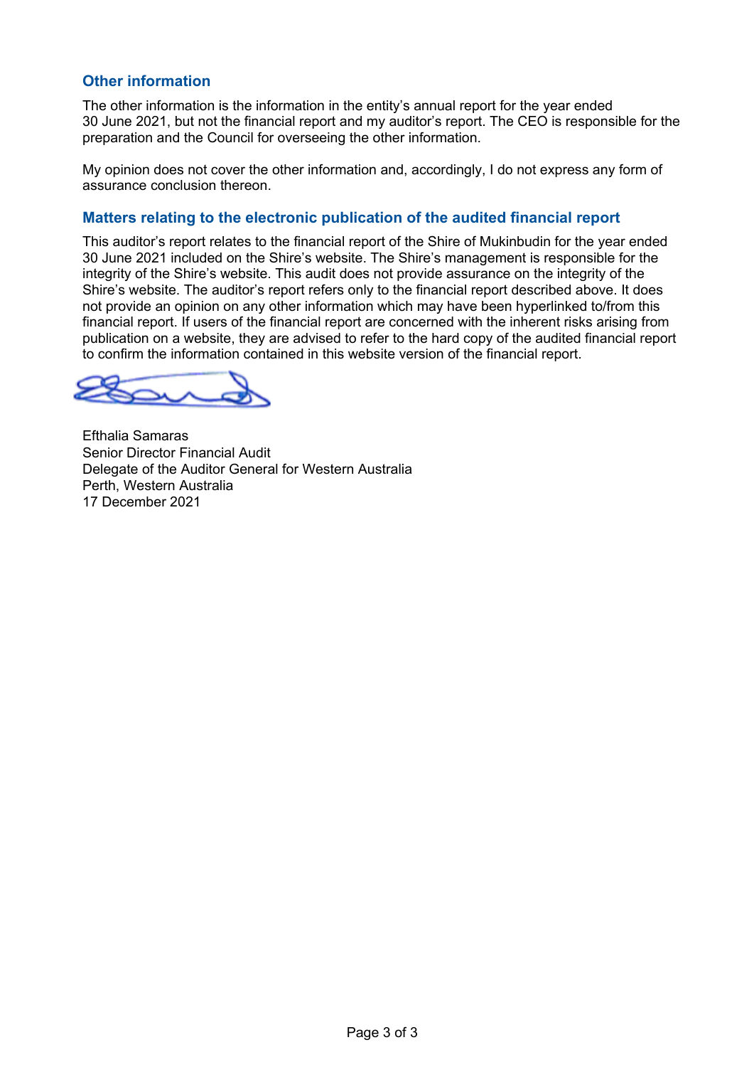## Other information

The other information is the information in the entity's annual report for the year ended 30 June 2021, but not the financial report and my auditor's report. The CEO is responsible for the preparation and the Council for overseeing the other information.

My opinion does not cover the other information and, accordingly, I do not express any form of assurance conclusion thereon.

## Matters relating to the electronic publication of the audited financial report

This auditor's report relates to the financial report of the Shire of Mukinbudin for the year ended 30 June 2021 included on the Shire's website. The Shire's management is responsible for the integrity of the Shire's website. This audit does not provide assurance on the integrity of the Shire's website. The auditor's report refers only to the financial report described above. It does not provide an opinion on any other information which may have been hyperlinked to/from this financial report. If users of the financial report are concerned with the inherent risks arising from publication on a website, they are advised to refer to the hard copy of the audited financial report to confirm the information contained in this website version of the financial report.

Efthalia Samaras
Senior Director Financial Audit
Delegate of the Auditor General for Western Australia
Perth, Western Australia
17 December 2021